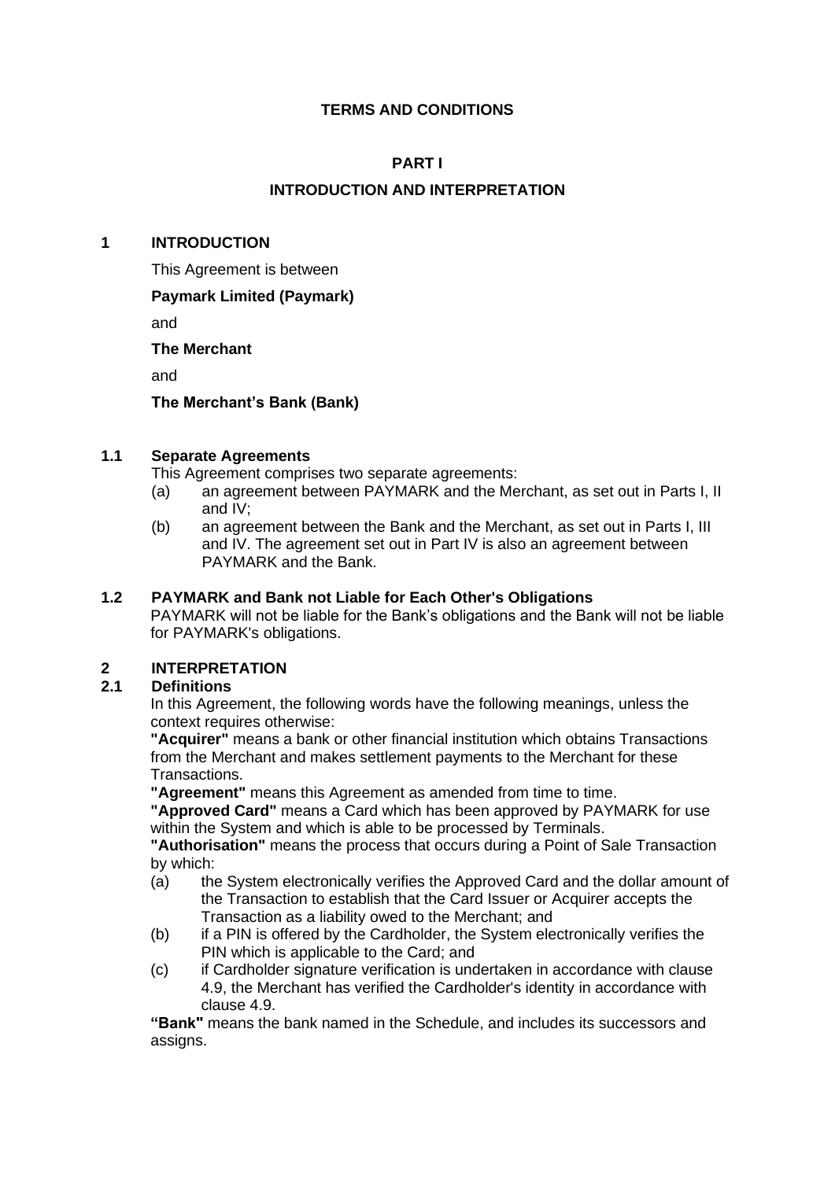**TERMS AND CONDITIONS**

# PART I

## INTRODUCTION AND INTERPRETATION

### 1 INTRODUCTION

This Agreement is between

**Paymark Limited (Paymark)**

and

**The Merchant**

and

**The Merchant's Bank (Bank)**

#### 1.1 Separate Agreements

This Agreement comprises two separate agreements:

(a) an agreement between PAYMARK and the Merchant, as set out in Parts I, II and IV;

(b) an agreement between the Bank and the Merchant, as set out in Parts I, III and IV. The agreement set out in Part IV is also an agreement between PAYMARK and the Bank.

#### 1.2 PAYMARK and Bank not Liable for Each Other's Obligations

PAYMARK will not be liable for the Bank's obligations and the Bank will not be liable for PAYMARK's obligations.

### 2 INTERPRETATION

#### 2.1 Definitions

In this Agreement, the following words have the following meanings, unless the context requires otherwise:

**"Acquirer"** means a bank or other financial institution which obtains Transactions from the Merchant and makes settlement payments to the Merchant for these Transactions.

**"Agreement"** means this Agreement as amended from time to time.

**"Approved Card"** means a Card which has been approved by PAYMARK for use within the System and which is able to be processed by Terminals.

**"Authorisation"** means the process that occurs during a Point of Sale Transaction by which:

(a) the System electronically verifies the Approved Card and the dollar amount of the Transaction to establish that the Card Issuer or Acquirer accepts the Transaction as a liability owed to the Merchant; and

(b) if a PIN is offered by the Cardholder, the System electronically verifies the PIN which is applicable to the Card; and

(c) if Cardholder signature verification is undertaken in accordance with clause 4.9, the Merchant has verified the Cardholder's identity in accordance with clause 4.9.

**"Bank"** means the bank named in the Schedule, and includes its successors and assigns.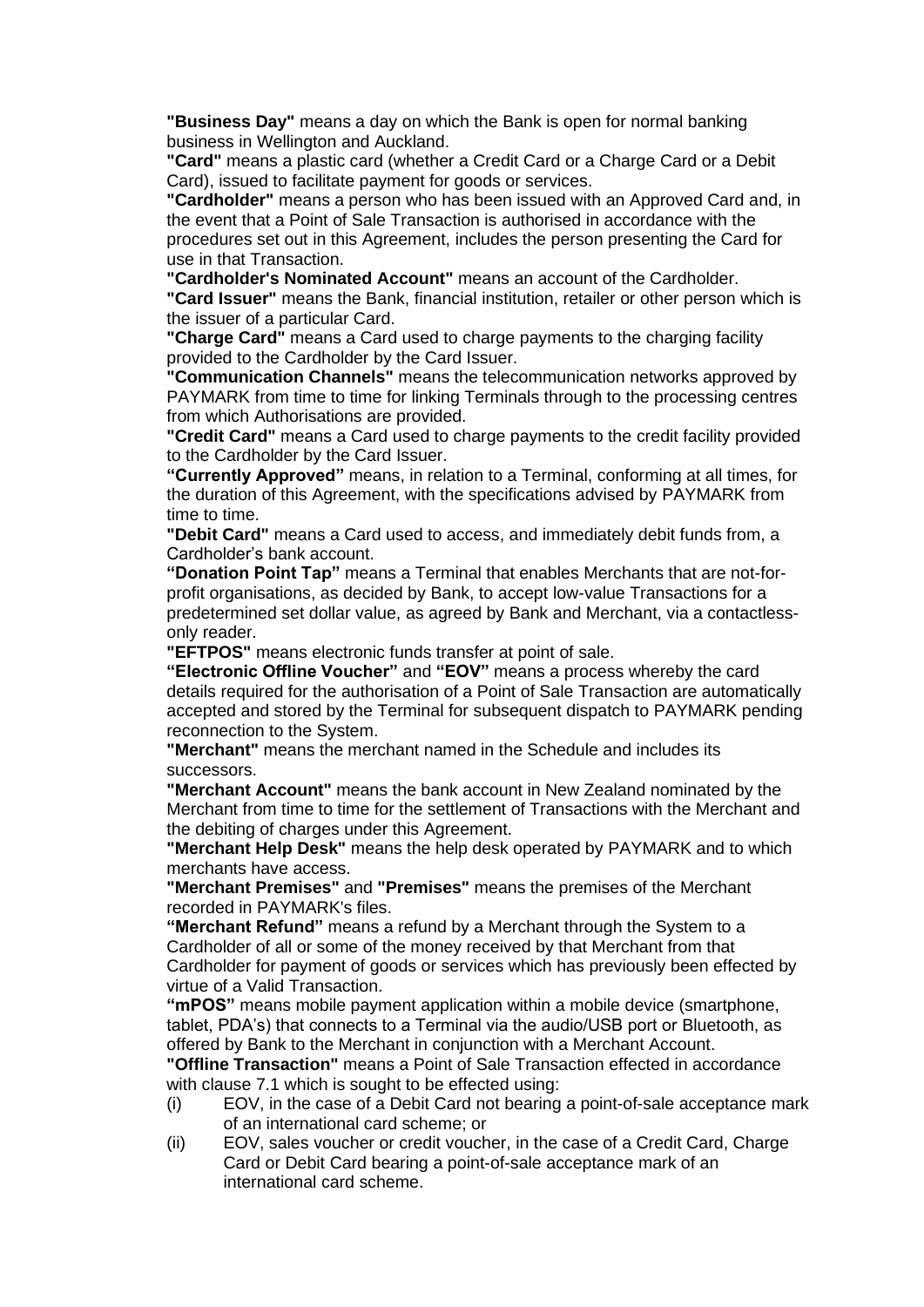**"Business Day"** means a day on which the Bank is open for normal banking business in Wellington and Auckland.

**"Card"** means a plastic card (whether a Credit Card or a Charge Card or a Debit Card), issued to facilitate payment for goods or services.

**"Cardholder"** means a person who has been issued with an Approved Card and, in the event that a Point of Sale Transaction is authorised in accordance with the procedures set out in this Agreement, includes the person presenting the Card for use in that Transaction.

**"Cardholder's Nominated Account"** means an account of the Cardholder.

**"Card Issuer"** means the Bank, financial institution, retailer or other person which is the issuer of a particular Card.

**"Charge Card"** means a Card used to charge payments to the charging facility provided to the Cardholder by the Card Issuer.

**"Communication Channels"** means the telecommunication networks approved by PAYMARK from time to time for linking Terminals through to the processing centres from which Authorisations are provided.

**"Credit Card"** means a Card used to charge payments to the credit facility provided to the Cardholder by the Card Issuer.

**"Currently Approved"** means, in relation to a Terminal, conforming at all times, for the duration of this Agreement, with the specifications advised by PAYMARK from time to time.

**"Debit Card"** means a Card used to access, and immediately debit funds from, a Cardholder's bank account.

**"Donation Point Tap"** means a Terminal that enables Merchants that are not-for-profit organisations, as decided by Bank, to accept low-value Transactions for a predetermined set dollar value, as agreed by Bank and Merchant, via a contactless-only reader.

**"EFTPOS"** means electronic funds transfer at point of sale.

**"Electronic Offline Voucher"** and **"EOV"** means a process whereby the card details required for the authorisation of a Point of Sale Transaction are automatically accepted and stored by the Terminal for subsequent dispatch to PAYMARK pending reconnection to the System.

**"Merchant"** means the merchant named in the Schedule and includes its successors.

**"Merchant Account"** means the bank account in New Zealand nominated by the Merchant from time to time for the settlement of Transactions with the Merchant and the debiting of charges under this Agreement.

**"Merchant Help Desk"** means the help desk operated by PAYMARK and to which merchants have access.

**"Merchant Premises"** and **"Premises"** means the premises of the Merchant recorded in PAYMARK's files.

**"Merchant Refund"** means a refund by a Merchant through the System to a Cardholder of all or some of the money received by that Merchant from that Cardholder for payment of goods or services which has previously been effected by virtue of a Valid Transaction.

**"mPOS"** means mobile payment application within a mobile device (smartphone, tablet, PDA's) that connects to a Terminal via the audio/USB port or Bluetooth, as offered by Bank to the Merchant in conjunction with a Merchant Account.

**"Offline Transaction"** means a Point of Sale Transaction effected in accordance with clause 7.1 which is sought to be effected using:

(i) EOV, in the case of a Debit Card not bearing a point-of-sale acceptance mark of an international card scheme; or

(ii) EOV, sales voucher or credit voucher, in the case of a Credit Card, Charge Card or Debit Card bearing a point-of-sale acceptance mark of an international card scheme.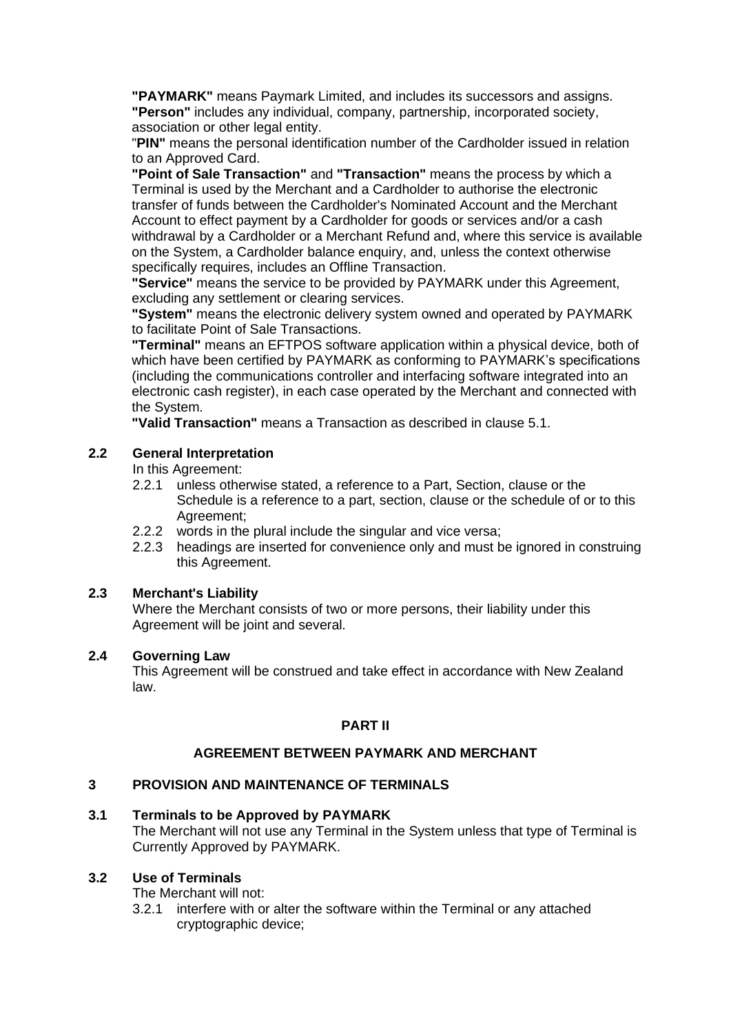**"PAYMARK"** means Paymark Limited, and includes its successors and assigns.
**"Person"** includes any individual, company, partnership, incorporated society, association or other legal entity.
"**PIN"** means the personal identification number of the Cardholder issued in relation to an Approved Card.
**"Point of Sale Transaction"** and **"Transaction"** means the process by which a Terminal is used by the Merchant and a Cardholder to authorise the electronic transfer of funds between the Cardholder's Nominated Account and the Merchant Account to effect payment by a Cardholder for goods or services and/or a cash withdrawal by a Cardholder or a Merchant Refund and, where this service is available on the System, a Cardholder balance enquiry, and, unless the context otherwise specifically requires, includes an Offline Transaction.
**"Service"** means the service to be provided by PAYMARK under this Agreement, excluding any settlement or clearing services.
**"System"** means the electronic delivery system owned and operated by PAYMARK to facilitate Point of Sale Transactions.
**"Terminal"** means an EFTPOS software application within a physical device, both of which have been certified by PAYMARK as conforming to PAYMARK's specifications (including the communications controller and interfacing software integrated into an electronic cash register), in each case operated by the Merchant and connected with the System.
**"Valid Transaction"** means a Transaction as described in clause 5.1.

### 2.2 General Interpretation

In this Agreement:

2.2.1 unless otherwise stated, a reference to a Part, Section, clause or the Schedule is a reference to a part, section, clause or the schedule of or to this Agreement;

2.2.2 words in the plural include the singular and vice versa;

2.2.3 headings are inserted for convenience only and must be ignored in construing this Agreement.

### 2.3 Merchant's Liability

Where the Merchant consists of two or more persons, their liability under this Agreement will be joint and several.

### 2.4 Governing Law

This Agreement will be construed and take effect in accordance with New Zealand law.

## PART II

## AGREEMENT BETWEEN PAYMARK AND MERCHANT

## 3 PROVISION AND MAINTENANCE OF TERMINALS

### 3.1 Terminals to be Approved by PAYMARK

The Merchant will not use any Terminal in the System unless that type of Terminal is Currently Approved by PAYMARK.

### 3.2 Use of Terminals

The Merchant will not:

3.2.1 interfere with or alter the software within the Terminal or any attached cryptographic device;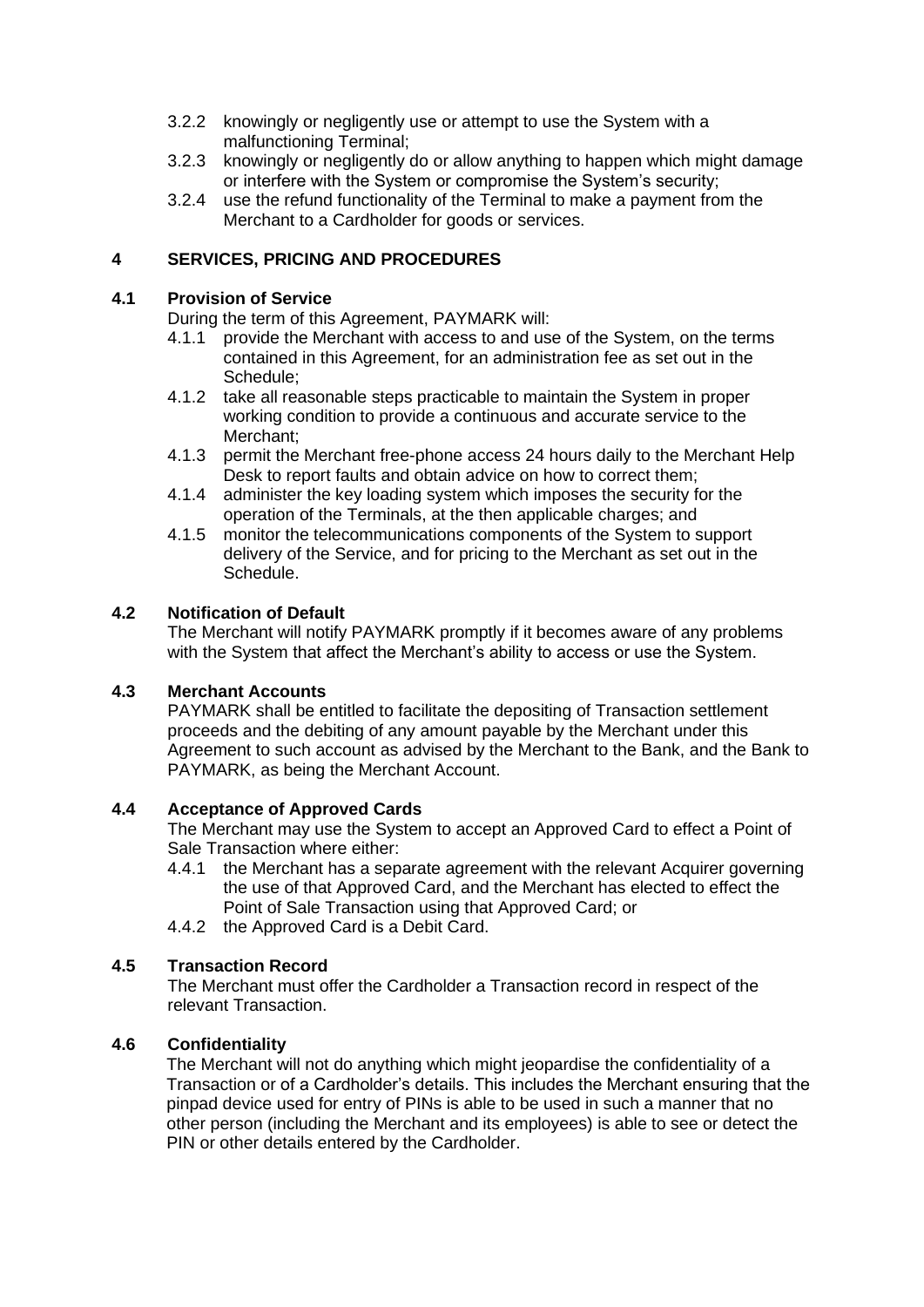3.2.2 knowingly or negligently use or attempt to use the System with a malfunctioning Terminal;

3.2.3 knowingly or negligently do or allow anything to happen which might damage or interfere with the System or compromise the System's security;

3.2.4 use the refund functionality of the Terminal to make a payment from the Merchant to a Cardholder for goods or services.

## 4 SERVICES, PRICING AND PROCEDURES

### 4.1 Provision of Service

During the term of this Agreement, PAYMARK will:

4.1.1 provide the Merchant with access to and use of the System, on the terms contained in this Agreement, for an administration fee as set out in the Schedule;

4.1.2 take all reasonable steps practicable to maintain the System in proper working condition to provide a continuous and accurate service to the Merchant;

4.1.3 permit the Merchant free-phone access 24 hours daily to the Merchant Help Desk to report faults and obtain advice on how to correct them;

4.1.4 administer the key loading system which imposes the security for the operation of the Terminals, at the then applicable charges; and

4.1.5 monitor the telecommunications components of the System to support delivery of the Service, and for pricing to the Merchant as set out in the Schedule.

### 4.2 Notification of Default

The Merchant will notify PAYMARK promptly if it becomes aware of any problems with the System that affect the Merchant's ability to access or use the System.

### 4.3 Merchant Accounts

PAYMARK shall be entitled to facilitate the depositing of Transaction settlement proceeds and the debiting of any amount payable by the Merchant under this Agreement to such account as advised by the Merchant to the Bank, and the Bank to PAYMARK, as being the Merchant Account.

### 4.4 Acceptance of Approved Cards

The Merchant may use the System to accept an Approved Card to effect a Point of Sale Transaction where either:

4.4.1 the Merchant has a separate agreement with the relevant Acquirer governing the use of that Approved Card, and the Merchant has elected to effect the Point of Sale Transaction using that Approved Card; or

4.4.2 the Approved Card is a Debit Card.

### 4.5 Transaction Record

The Merchant must offer the Cardholder a Transaction record in respect of the relevant Transaction.

### 4.6 Confidentiality

The Merchant will not do anything which might jeopardise the confidentiality of a Transaction or of a Cardholder's details. This includes the Merchant ensuring that the pinpad device used for entry of PINs is able to be used in such a manner that no other person (including the Merchant and its employees) is able to see or detect the PIN or other details entered by the Cardholder.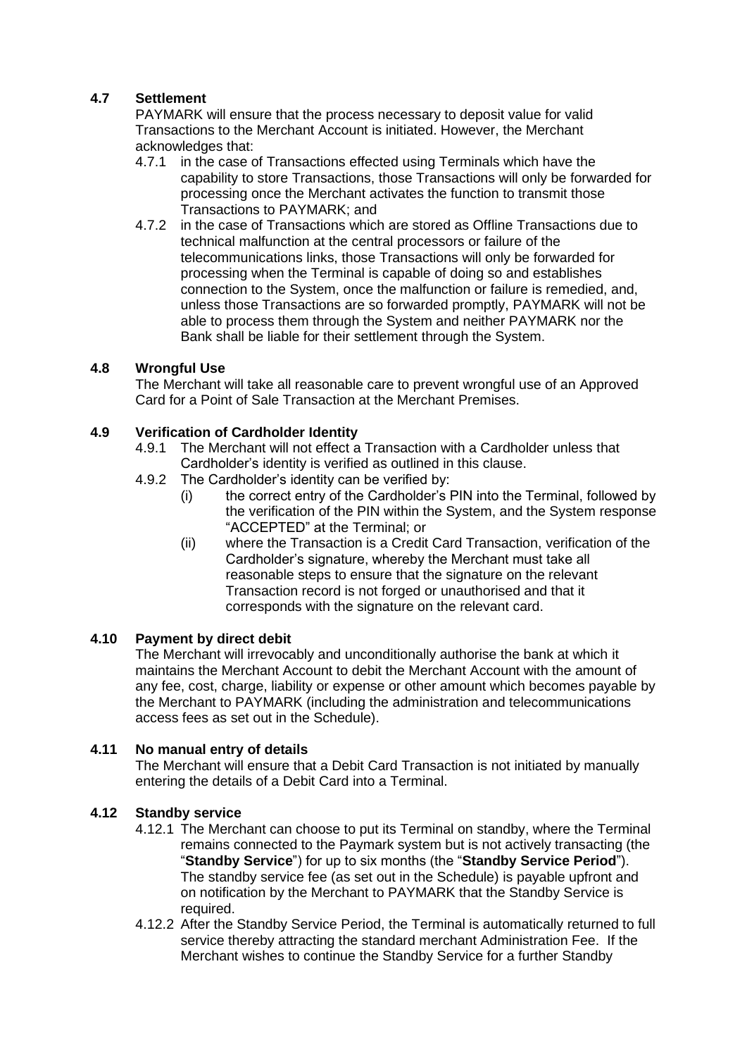### 4.7 Settlement

PAYMARK will ensure that the process necessary to deposit value for valid Transactions to the Merchant Account is initiated. However, the Merchant acknowledges that:

4.7.1 in the case of Transactions effected using Terminals which have the capability to store Transactions, those Transactions will only be forwarded for processing once the Merchant activates the function to transmit those Transactions to PAYMARK; and

4.7.2 in the case of Transactions which are stored as Offline Transactions due to technical malfunction at the central processors or failure of the telecommunications links, those Transactions will only be forwarded for processing when the Terminal is capable of doing so and establishes connection to the System, once the malfunction or failure is remedied, and, unless those Transactions are so forwarded promptly, PAYMARK will not be able to process them through the System and neither PAYMARK nor the Bank shall be liable for their settlement through the System.

### 4.8 Wrongful Use

The Merchant will take all reasonable care to prevent wrongful use of an Approved Card for a Point of Sale Transaction at the Merchant Premises.

### 4.9 Verification of Cardholder Identity

4.9.1 The Merchant will not effect a Transaction with a Cardholder unless that Cardholder's identity is verified as outlined in this clause.

4.9.2 The Cardholder's identity can be verified by:

(i) the correct entry of the Cardholder's PIN into the Terminal, followed by the verification of the PIN within the System, and the System response "ACCEPTED" at the Terminal; or

(ii) where the Transaction is a Credit Card Transaction, verification of the Cardholder's signature, whereby the Merchant must take all reasonable steps to ensure that the signature on the relevant Transaction record is not forged or unauthorised and that it corresponds with the signature on the relevant card.

### 4.10 Payment by direct debit

The Merchant will irrevocably and unconditionally authorise the bank at which it maintains the Merchant Account to debit the Merchant Account with the amount of any fee, cost, charge, liability or expense or other amount which becomes payable by the Merchant to PAYMARK (including the administration and telecommunications access fees as set out in the Schedule).

### 4.11 No manual entry of details

The Merchant will ensure that a Debit Card Transaction is not initiated by manually entering the details of a Debit Card into a Terminal.

### 4.12 Standby service

4.12.1 The Merchant can choose to put its Terminal on standby, where the Terminal remains connected to the Paymark system but is not actively transacting (the "**Standby Service**") for up to six months (the "**Standby Service Period**"). The standby service fee (as set out in the Schedule) is payable upfront and on notification by the Merchant to PAYMARK that the Standby Service is required.

4.12.2 After the Standby Service Period, the Terminal is automatically returned to full service thereby attracting the standard merchant Administration Fee. If the Merchant wishes to continue the Standby Service for a further Standby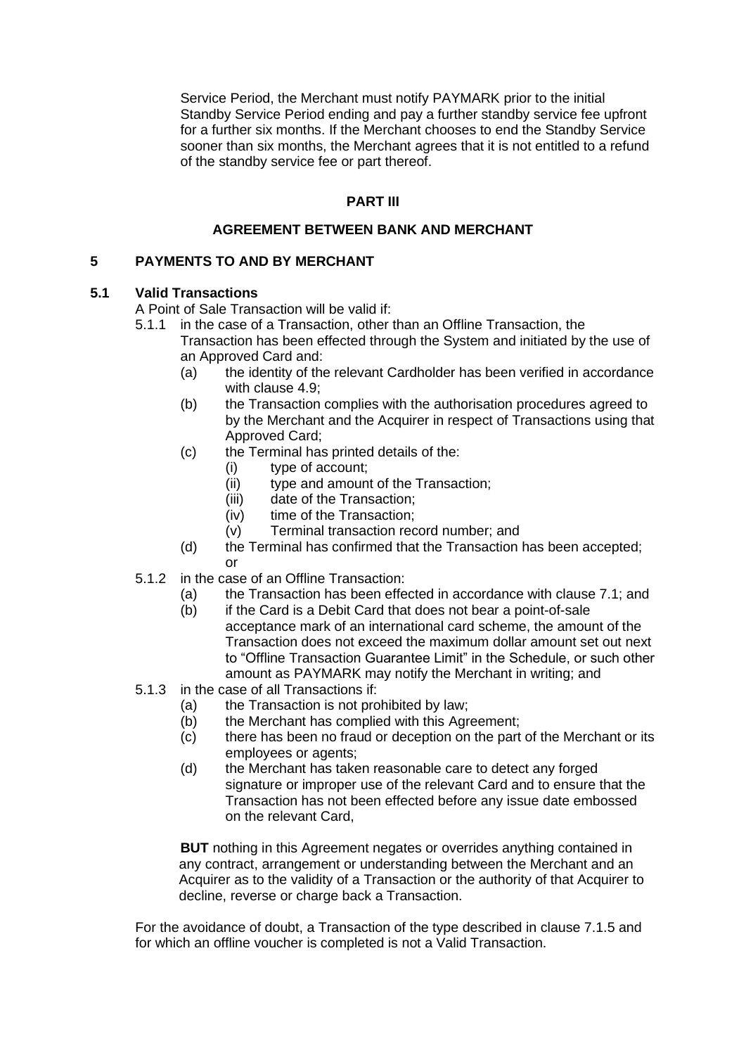Service Period, the Merchant must notify PAYMARK prior to the initial Standby Service Period ending and pay a further standby service fee upfront for a further six months. If the Merchant chooses to end the Standby Service sooner than six months, the Merchant agrees that it is not entitled to a refund of the standby service fee or part thereof.

## PART III

## AGREEMENT BETWEEN BANK AND MERCHANT

### 5 PAYMENTS TO AND BY MERCHANT

#### 5.1 Valid Transactions

A Point of Sale Transaction will be valid if:

- 5.1.1 in the case of a Transaction, other than an Offline Transaction, the Transaction has been effected through the System and initiated by the use of an Approved Card and:
  - (a) the identity of the relevant Cardholder has been verified in accordance with clause 4.9;
  - (b) the Transaction complies with the authorisation procedures agreed to by the Merchant and the Acquirer in respect of Transactions using that Approved Card;
  - (c) the Terminal has printed details of the:
    - (i) type of account;
    - (ii) type and amount of the Transaction;
    - (iii) date of the Transaction;
    - (iv) time of the Transaction;
    - (v) Terminal transaction record number; and
  - (d) the Terminal has confirmed that the Transaction has been accepted; or
- 5.1.2 in the case of an Offline Transaction:
  - (a) the Transaction has been effected in accordance with clause 7.1; and
  - (b) if the Card is a Debit Card that does not bear a point-of-sale acceptance mark of an international card scheme, the amount of the Transaction does not exceed the maximum dollar amount set out next to "Offline Transaction Guarantee Limit" in the Schedule, or such other amount as PAYMARK may notify the Merchant in writing; and
- 5.1.3 in the case of all Transactions if:
  - (a) the Transaction is not prohibited by law;
  - (b) the Merchant has complied with this Agreement;
  - (c) there has been no fraud or deception on the part of the Merchant or its employees or agents;
  - (d) the Merchant has taken reasonable care to detect any forged signature or improper use of the relevant Card and to ensure that the Transaction has not been effected before any issue date embossed on the relevant Card,

  **BUT** nothing in this Agreement negates or overrides anything contained in any contract, arrangement or understanding between the Merchant and an Acquirer as to the validity of a Transaction or the authority of that Acquirer to decline, reverse or charge back a Transaction.

For the avoidance of doubt, a Transaction of the type described in clause 7.1.5 and for which an offline voucher is completed is not a Valid Transaction.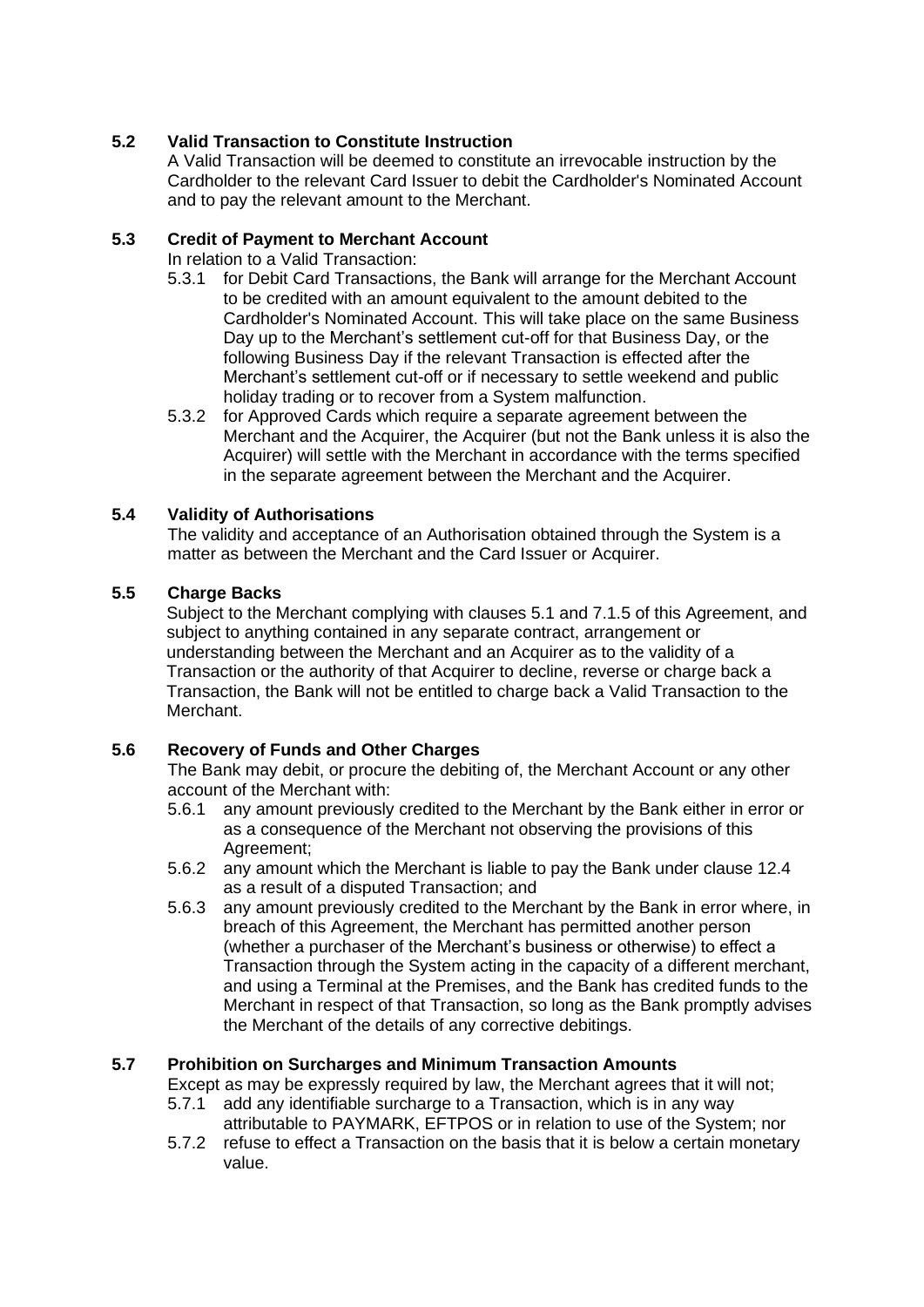### 5.2 Valid Transaction to Constitute Instruction

A Valid Transaction will be deemed to constitute an irrevocable instruction by the Cardholder to the relevant Card Issuer to debit the Cardholder's Nominated Account and to pay the relevant amount to the Merchant.

### 5.3 Credit of Payment to Merchant Account

In relation to a Valid Transaction:

5.3.1 for Debit Card Transactions, the Bank will arrange for the Merchant Account to be credited with an amount equivalent to the amount debited to the Cardholder's Nominated Account. This will take place on the same Business Day up to the Merchant's settlement cut-off for that Business Day, or the following Business Day if the relevant Transaction is effected after the Merchant's settlement cut-off or if necessary to settle weekend and public holiday trading or to recover from a System malfunction.

5.3.2 for Approved Cards which require a separate agreement between the Merchant and the Acquirer, the Acquirer (but not the Bank unless it is also the Acquirer) will settle with the Merchant in accordance with the terms specified in the separate agreement between the Merchant and the Acquirer.

### 5.4 Validity of Authorisations

The validity and acceptance of an Authorisation obtained through the System is a matter as between the Merchant and the Card Issuer or Acquirer.

### 5.5 Charge Backs

Subject to the Merchant complying with clauses 5.1 and 7.1.5 of this Agreement, and subject to anything contained in any separate contract, arrangement or understanding between the Merchant and an Acquirer as to the validity of a Transaction or the authority of that Acquirer to decline, reverse or charge back a Transaction, the Bank will not be entitled to charge back a Valid Transaction to the Merchant.

### 5.6 Recovery of Funds and Other Charges

The Bank may debit, or procure the debiting of, the Merchant Account or any other account of the Merchant with:

5.6.1 any amount previously credited to the Merchant by the Bank either in error or as a consequence of the Merchant not observing the provisions of this Agreement;

5.6.2 any amount which the Merchant is liable to pay the Bank under clause 12.4 as a result of a disputed Transaction; and

5.6.3 any amount previously credited to the Merchant by the Bank in error where, in breach of this Agreement, the Merchant has permitted another person (whether a purchaser of the Merchant's business or otherwise) to effect a Transaction through the System acting in the capacity of a different merchant, and using a Terminal at the Premises, and the Bank has credited funds to the Merchant in respect of that Transaction, so long as the Bank promptly advises the Merchant of the details of any corrective debitings.

### 5.7 Prohibition on Surcharges and Minimum Transaction Amounts

Except as may be expressly required by law, the Merchant agrees that it will not;

5.7.1 add any identifiable surcharge to a Transaction, which is in any way attributable to PAYMARK, EFTPOS or in relation to use of the System; nor

5.7.2 refuse to effect a Transaction on the basis that it is below a certain monetary value.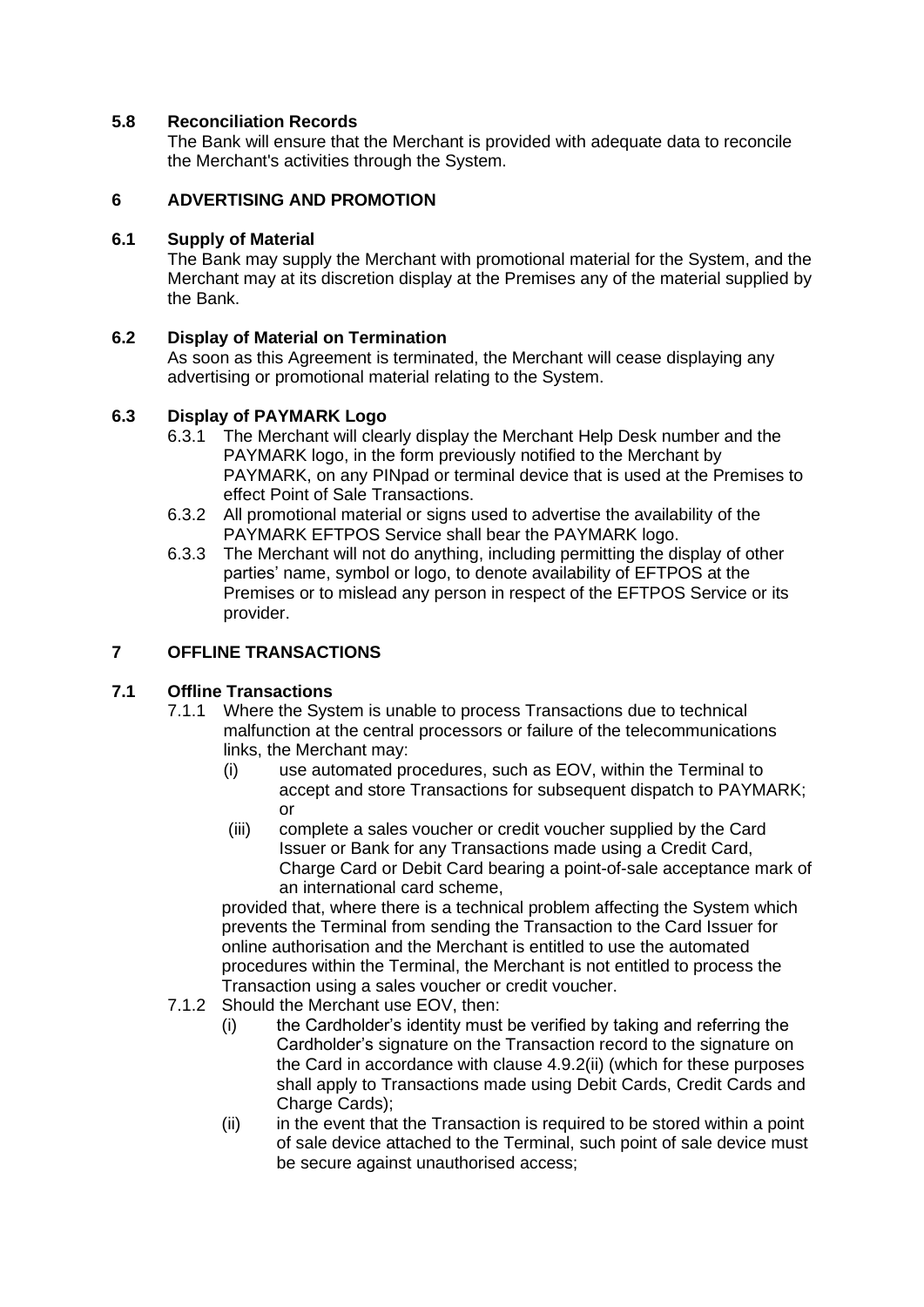### 5.8 Reconciliation Records

The Bank will ensure that the Merchant is provided with adequate data to reconcile the Merchant's activities through the System.

## 6 ADVERTISING AND PROMOTION

### 6.1 Supply of Material

The Bank may supply the Merchant with promotional material for the System, and the Merchant may at its discretion display at the Premises any of the material supplied by the Bank.

### 6.2 Display of Material on Termination

As soon as this Agreement is terminated, the Merchant will cease displaying any advertising or promotional material relating to the System.

### 6.3 Display of PAYMARK Logo

6.3.1 The Merchant will clearly display the Merchant Help Desk number and the PAYMARK logo, in the form previously notified to the Merchant by PAYMARK, on any PINpad or terminal device that is used at the Premises to effect Point of Sale Transactions.

6.3.2 All promotional material or signs used to advertise the availability of the PAYMARK EFTPOS Service shall bear the PAYMARK logo.

6.3.3 The Merchant will not do anything, including permitting the display of other parties' name, symbol or logo, to denote availability of EFTPOS at the Premises or to mislead any person in respect of the EFTPOS Service or its provider.

## 7 OFFLINE TRANSACTIONS

### 7.1 Offline Transactions

7.1.1 Where the System is unable to process Transactions due to technical malfunction at the central processors or failure of the telecommunications links, the Merchant may:

(i) use automated procedures, such as EOV, within the Terminal to accept and store Transactions for subsequent dispatch to PAYMARK; or

(iii) complete a sales voucher or credit voucher supplied by the Card Issuer or Bank for any Transactions made using a Credit Card, Charge Card or Debit Card bearing a point-of-sale acceptance mark of an international card scheme,

provided that, where there is a technical problem affecting the System which prevents the Terminal from sending the Transaction to the Card Issuer for online authorisation and the Merchant is entitled to use the automated procedures within the Terminal, the Merchant is not entitled to process the Transaction using a sales voucher or credit voucher.

7.1.2 Should the Merchant use EOV, then:

(i) the Cardholder's identity must be verified by taking and referring the Cardholder's signature on the Transaction record to the signature on the Card in accordance with clause 4.9.2(ii) (which for these purposes shall apply to Transactions made using Debit Cards, Credit Cards and Charge Cards);

(ii) in the event that the Transaction is required to be stored within a point of sale device attached to the Terminal, such point of sale device must be secure against unauthorised access;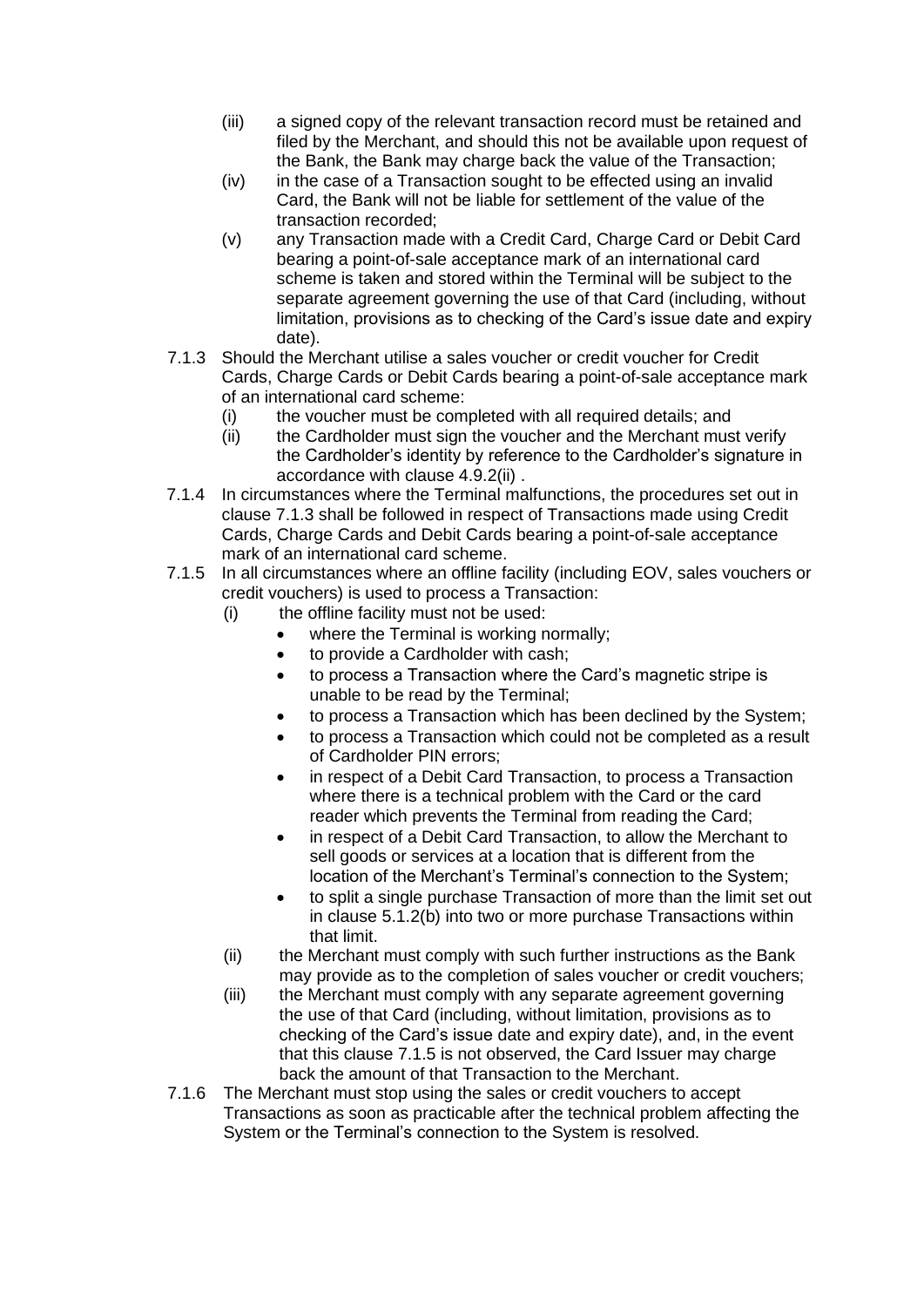(iii) a signed copy of the relevant transaction record must be retained and filed by the Merchant, and should this not be available upon request of the Bank, the Bank may charge back the value of the Transaction;

(iv) in the case of a Transaction sought to be effected using an invalid Card, the Bank will not be liable for settlement of the value of the transaction recorded;

(v) any Transaction made with a Credit Card, Charge Card or Debit Card bearing a point-of-sale acceptance mark of an international card scheme is taken and stored within the Terminal will be subject to the separate agreement governing the use of that Card (including, without limitation, provisions as to checking of the Card's issue date and expiry date).

7.1.3 Should the Merchant utilise a sales voucher or credit voucher for Credit Cards, Charge Cards or Debit Cards bearing a point-of-sale acceptance mark of an international card scheme:

(i) the voucher must be completed with all required details; and

(ii) the Cardholder must sign the voucher and the Merchant must verify the Cardholder's identity by reference to the Cardholder's signature in accordance with clause 4.9.2(ii) .

7.1.4 In circumstances where the Terminal malfunctions, the procedures set out in clause 7.1.3 shall be followed in respect of Transactions made using Credit Cards, Charge Cards and Debit Cards bearing a point-of-sale acceptance mark of an international card scheme.

7.1.5 In all circumstances where an offline facility (including EOV, sales vouchers or credit vouchers) is used to process a Transaction:

(i) the offline facility must not be used:

- where the Terminal is working normally;
- to provide a Cardholder with cash;
- to process a Transaction where the Card's magnetic stripe is unable to be read by the Terminal;
- to process a Transaction which has been declined by the System;
- to process a Transaction which could not be completed as a result of Cardholder PIN errors;
- in respect of a Debit Card Transaction, to process a Transaction where there is a technical problem with the Card or the card reader which prevents the Terminal from reading the Card;
- in respect of a Debit Card Transaction, to allow the Merchant to sell goods or services at a location that is different from the location of the Merchant's Terminal's connection to the System;
- to split a single purchase Transaction of more than the limit set out in clause 5.1.2(b) into two or more purchase Transactions within that limit.

(ii) the Merchant must comply with such further instructions as the Bank may provide as to the completion of sales voucher or credit vouchers;

(iii) the Merchant must comply with any separate agreement governing the use of that Card (including, without limitation, provisions as to checking of the Card's issue date and expiry date), and, in the event that this clause 7.1.5 is not observed, the Card Issuer may charge back the amount of that Transaction to the Merchant.

7.1.6 The Merchant must stop using the sales or credit vouchers to accept Transactions as soon as practicable after the technical problem affecting the System or the Terminal's connection to the System is resolved.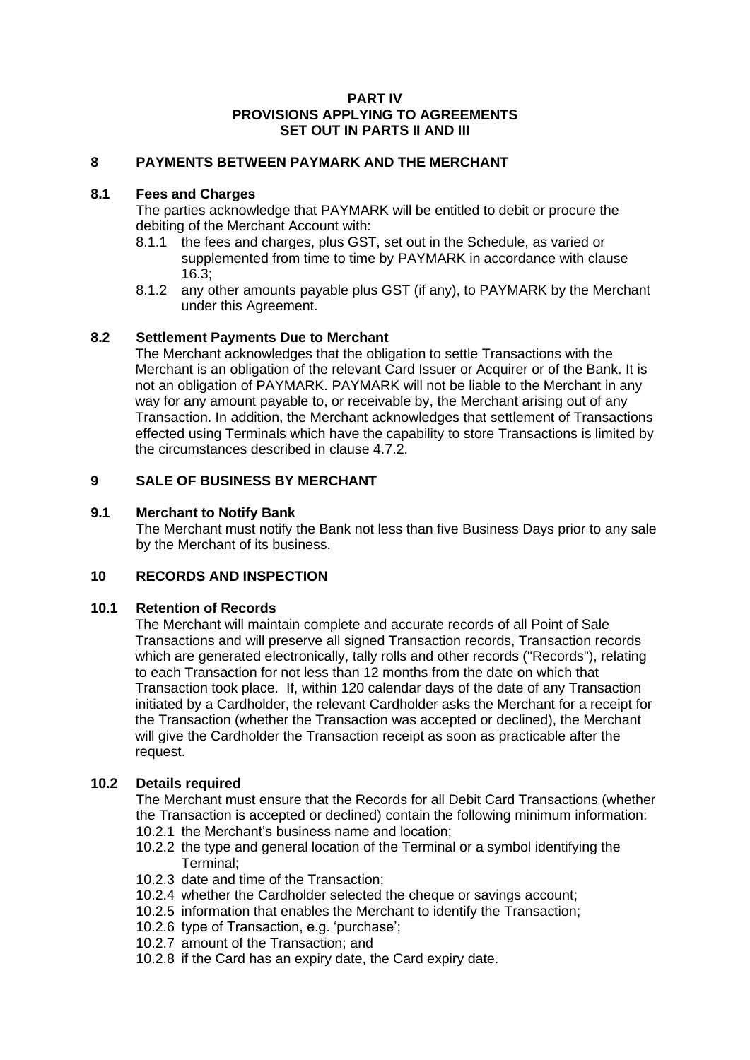# PART IV
# PROVISIONS APPLYING TO AGREEMENTS SET OUT IN PARTS II AND III

## 8 PAYMENTS BETWEEN PAYMARK AND THE MERCHANT

### 8.1 Fees and Charges

The parties acknowledge that PAYMARK will be entitled to debit or procure the debiting of the Merchant Account with:

8.1.1 the fees and charges, plus GST, set out in the Schedule, as varied or supplemented from time to time by PAYMARK in accordance with clause 16.3;

8.1.2 any other amounts payable plus GST (if any), to PAYMARK by the Merchant under this Agreement.

### 8.2 Settlement Payments Due to Merchant

The Merchant acknowledges that the obligation to settle Transactions with the Merchant is an obligation of the relevant Card Issuer or Acquirer or of the Bank. It is not an obligation of PAYMARK. PAYMARK will not be liable to the Merchant in any way for any amount payable to, or receivable by, the Merchant arising out of any Transaction. In addition, the Merchant acknowledges that settlement of Transactions effected using Terminals which have the capability to store Transactions is limited by the circumstances described in clause 4.7.2.

## 9 SALE OF BUSINESS BY MERCHANT

### 9.1 Merchant to Notify Bank

The Merchant must notify the Bank not less than five Business Days prior to any sale by the Merchant of its business.

## 10 RECORDS AND INSPECTION

### 10.1 Retention of Records

The Merchant will maintain complete and accurate records of all Point of Sale Transactions and will preserve all signed Transaction records, Transaction records which are generated electronically, tally rolls and other records ("Records"), relating to each Transaction for not less than 12 months from the date on which that Transaction took place. If, within 120 calendar days of the date of any Transaction initiated by a Cardholder, the relevant Cardholder asks the Merchant for a receipt for the Transaction (whether the Transaction was accepted or declined), the Merchant will give the Cardholder the Transaction receipt as soon as practicable after the request.

### 10.2 Details required

The Merchant must ensure that the Records for all Debit Card Transactions (whether the Transaction is accepted or declined) contain the following minimum information:

10.2.1 the Merchant's business name and location;

10.2.2 the type and general location of the Terminal or a symbol identifying the Terminal;

10.2.3 date and time of the Transaction;

10.2.4 whether the Cardholder selected the cheque or savings account;

10.2.5 information that enables the Merchant to identify the Transaction;

10.2.6 type of Transaction, e.g. 'purchase';

10.2.7 amount of the Transaction; and

10.2.8 if the Card has an expiry date, the Card expiry date.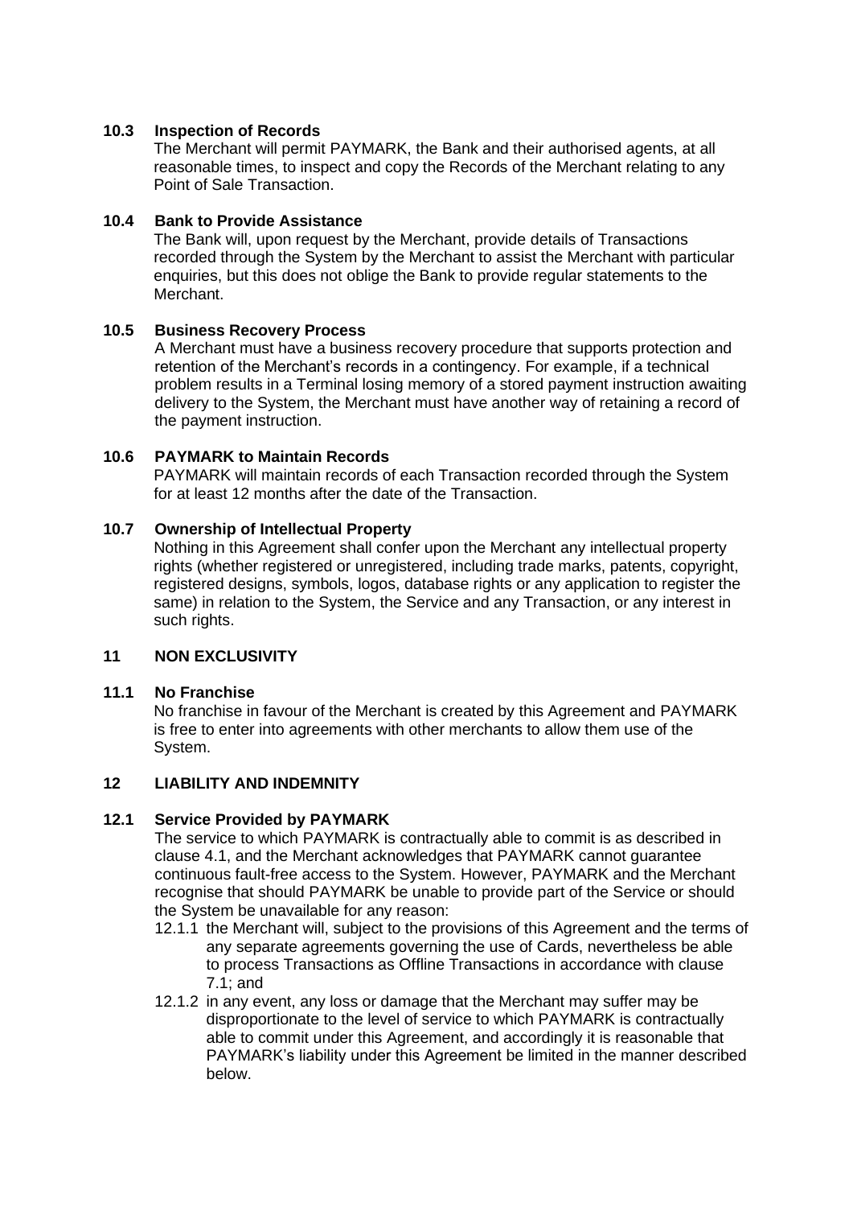### 10.3 Inspection of Records

The Merchant will permit PAYMARK, the Bank and their authorised agents, at all reasonable times, to inspect and copy the Records of the Merchant relating to any Point of Sale Transaction.

### 10.4 Bank to Provide Assistance

The Bank will, upon request by the Merchant, provide details of Transactions recorded through the System by the Merchant to assist the Merchant with particular enquiries, but this does not oblige the Bank to provide regular statements to the Merchant.

### 10.5 Business Recovery Process

A Merchant must have a business recovery procedure that supports protection and retention of the Merchant's records in a contingency. For example, if a technical problem results in a Terminal losing memory of a stored payment instruction awaiting delivery to the System, the Merchant must have another way of retaining a record of the payment instruction.

### 10.6 PAYMARK to Maintain Records

PAYMARK will maintain records of each Transaction recorded through the System for at least 12 months after the date of the Transaction.

### 10.7 Ownership of Intellectual Property

Nothing in this Agreement shall confer upon the Merchant any intellectual property rights (whether registered or unregistered, including trade marks, patents, copyright, registered designs, symbols, logos, database rights or any application to register the same) in relation to the System, the Service and any Transaction, or any interest in such rights.

## 11 NON EXCLUSIVITY

### 11.1 No Franchise

No franchise in favour of the Merchant is created by this Agreement and PAYMARK is free to enter into agreements with other merchants to allow them use of the System.

## 12 LIABILITY AND INDEMNITY

### 12.1 Service Provided by PAYMARK

The service to which PAYMARK is contractually able to commit is as described in clause 4.1, and the Merchant acknowledges that PAYMARK cannot guarantee continuous fault-free access to the System. However, PAYMARK and the Merchant recognise that should PAYMARK be unable to provide part of the Service or should the System be unavailable for any reason:

12.1.1 the Merchant will, subject to the provisions of this Agreement and the terms of any separate agreements governing the use of Cards, nevertheless be able to process Transactions as Offline Transactions in accordance with clause 7.1; and

12.1.2 in any event, any loss or damage that the Merchant may suffer may be disproportionate to the level of service to which PAYMARK is contractually able to commit under this Agreement, and accordingly it is reasonable that PAYMARK's liability under this Agreement be limited in the manner described below.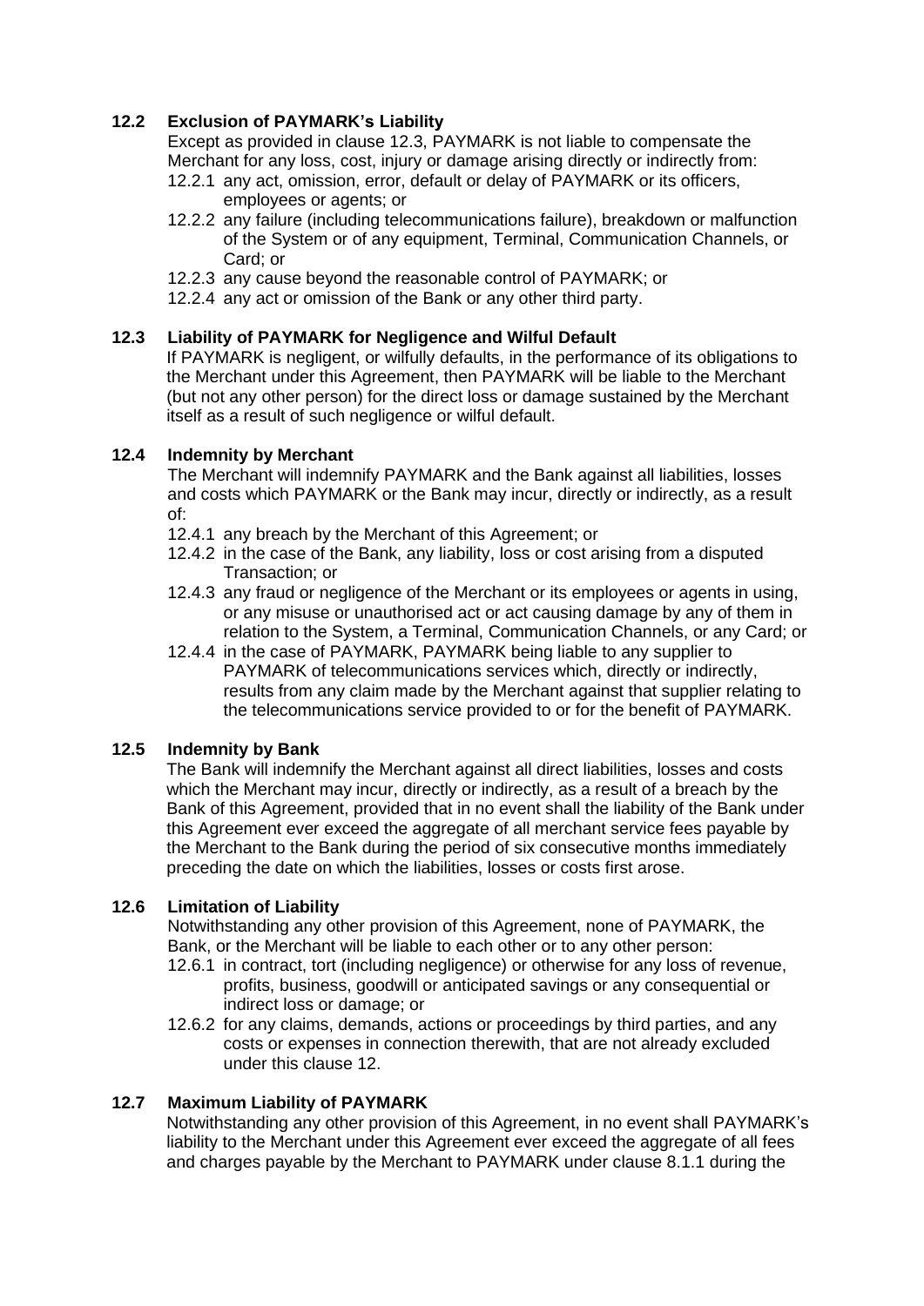### 12.2 Exclusion of PAYMARK's Liability

Except as provided in clause 12.3, PAYMARK is not liable to compensate the Merchant for any loss, cost, injury or damage arising directly or indirectly from:

12.2.1 any act, omission, error, default or delay of PAYMARK or its officers, employees or agents; or

12.2.2 any failure (including telecommunications failure), breakdown or malfunction of the System or of any equipment, Terminal, Communication Channels, or Card; or

12.2.3 any cause beyond the reasonable control of PAYMARK; or

12.2.4 any act or omission of the Bank or any other third party.

### 12.3 Liability of PAYMARK for Negligence and Wilful Default

If PAYMARK is negligent, or wilfully defaults, in the performance of its obligations to the Merchant under this Agreement, then PAYMARK will be liable to the Merchant (but not any other person) for the direct loss or damage sustained by the Merchant itself as a result of such negligence or wilful default.

### 12.4 Indemnity by Merchant

The Merchant will indemnify PAYMARK and the Bank against all liabilities, losses and costs which PAYMARK or the Bank may incur, directly or indirectly, as a result of:

12.4.1 any breach by the Merchant of this Agreement; or

12.4.2 in the case of the Bank, any liability, loss or cost arising from a disputed Transaction; or

12.4.3 any fraud or negligence of the Merchant or its employees or agents in using, or any misuse or unauthorised act or act causing damage by any of them in relation to the System, a Terminal, Communication Channels, or any Card; or

12.4.4 in the case of PAYMARK, PAYMARK being liable to any supplier to PAYMARK of telecommunications services which, directly or indirectly, results from any claim made by the Merchant against that supplier relating to the telecommunications service provided to or for the benefit of PAYMARK.

### 12.5 Indemnity by Bank

The Bank will indemnify the Merchant against all direct liabilities, losses and costs which the Merchant may incur, directly or indirectly, as a result of a breach by the Bank of this Agreement, provided that in no event shall the liability of the Bank under this Agreement ever exceed the aggregate of all merchant service fees payable by the Merchant to the Bank during the period of six consecutive months immediately preceding the date on which the liabilities, losses or costs first arose.

### 12.6 Limitation of Liability

Notwithstanding any other provision of this Agreement, none of PAYMARK, the Bank, or the Merchant will be liable to each other or to any other person:

12.6.1 in contract, tort (including negligence) or otherwise for any loss of revenue, profits, business, goodwill or anticipated savings or any consequential or indirect loss or damage; or

12.6.2 for any claims, demands, actions or proceedings by third parties, and any costs or expenses in connection therewith, that are not already excluded under this clause 12.

### 12.7 Maximum Liability of PAYMARK

Notwithstanding any other provision of this Agreement, in no event shall PAYMARK's liability to the Merchant under this Agreement ever exceed the aggregate of all fees and charges payable by the Merchant to PAYMARK under clause 8.1.1 during the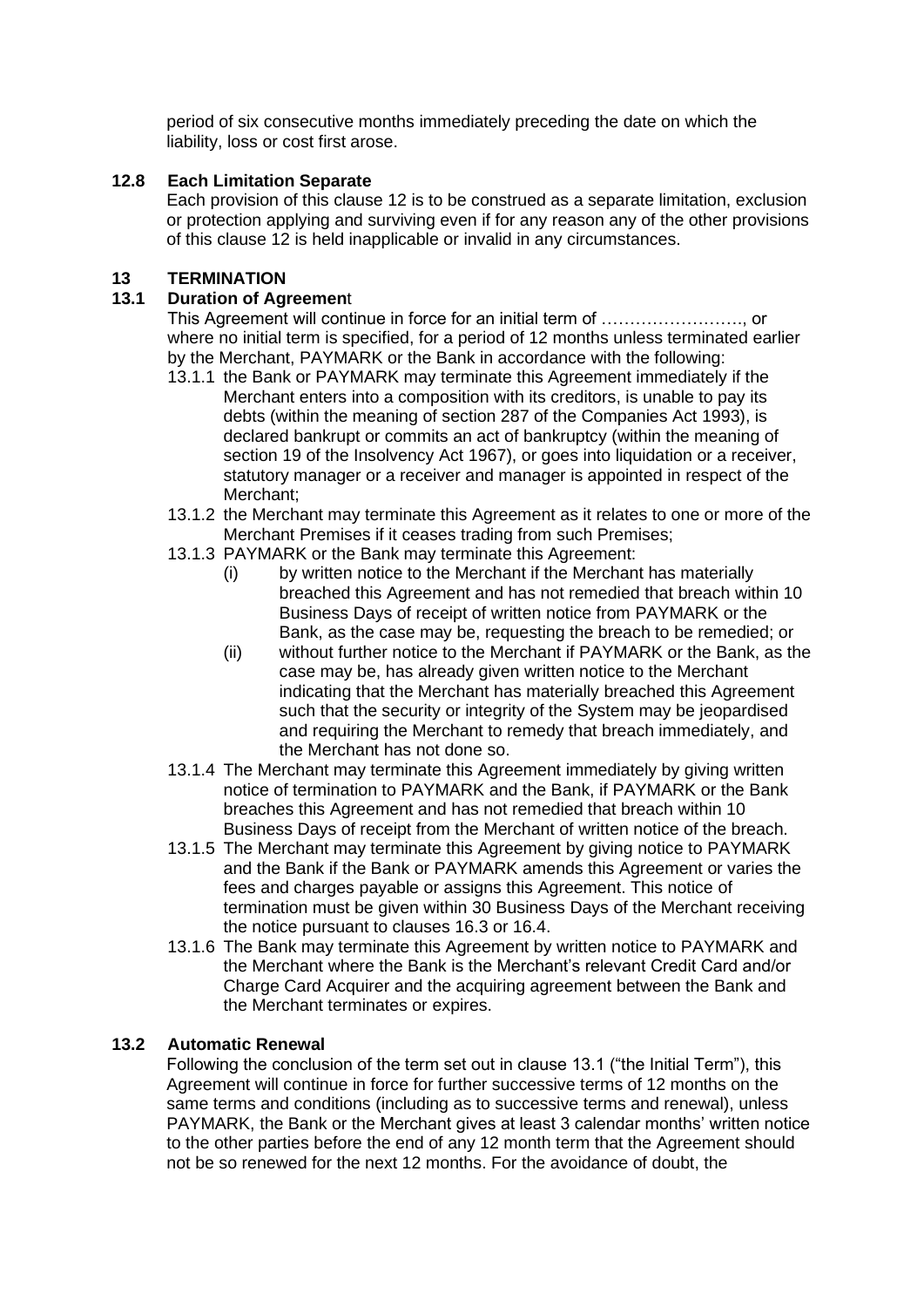period of six consecutive months immediately preceding the date on which the liability, loss or cost first arose.

### 12.8 Each Limitation Separate

Each provision of this clause 12 is to be construed as a separate limitation, exclusion or protection applying and surviving even if for any reason any of the other provisions of this clause 12 is held inapplicable or invalid in any circumstances.

## 13 TERMINATION

### 13.1 Duration of Agreement

This Agreement will continue in force for an initial term of ……………………., or where no initial term is specified, for a period of 12 months unless terminated earlier by the Merchant, PAYMARK or the Bank in accordance with the following:

13.1.1 the Bank or PAYMARK may terminate this Agreement immediately if the Merchant enters into a composition with its creditors, is unable to pay its debts (within the meaning of section 287 of the Companies Act 1993), is declared bankrupt or commits an act of bankruptcy (within the meaning of section 19 of the Insolvency Act 1967), or goes into liquidation or a receiver, statutory manager or a receiver and manager is appointed in respect of the Merchant;

13.1.2 the Merchant may terminate this Agreement as it relates to one or more of the Merchant Premises if it ceases trading from such Premises;

13.1.3 PAYMARK or the Bank may terminate this Agreement:

(i) by written notice to the Merchant if the Merchant has materially breached this Agreement and has not remedied that breach within 10 Business Days of receipt of written notice from PAYMARK or the Bank, as the case may be, requesting the breach to be remedied; or

(ii) without further notice to the Merchant if PAYMARK or the Bank, as the case may be, has already given written notice to the Merchant indicating that the Merchant has materially breached this Agreement such that the security or integrity of the System may be jeopardised and requiring the Merchant to remedy that breach immediately, and the Merchant has not done so.

13.1.4 The Merchant may terminate this Agreement immediately by giving written notice of termination to PAYMARK and the Bank, if PAYMARK or the Bank breaches this Agreement and has not remedied that breach within 10 Business Days of receipt from the Merchant of written notice of the breach.

13.1.5 The Merchant may terminate this Agreement by giving notice to PAYMARK and the Bank if the Bank or PAYMARK amends this Agreement or varies the fees and charges payable or assigns this Agreement. This notice of termination must be given within 30 Business Days of the Merchant receiving the notice pursuant to clauses 16.3 or 16.4.

13.1.6 The Bank may terminate this Agreement by written notice to PAYMARK and the Merchant where the Bank is the Merchant's relevant Credit Card and/or Charge Card Acquirer and the acquiring agreement between the Bank and the Merchant terminates or expires.

### 13.2 Automatic Renewal

Following the conclusion of the term set out in clause 13.1 ("the Initial Term"), this Agreement will continue in force for further successive terms of 12 months on the same terms and conditions (including as to successive terms and renewal), unless PAYMARK, the Bank or the Merchant gives at least 3 calendar months' written notice to the other parties before the end of any 12 month term that the Agreement should not be so renewed for the next 12 months. For the avoidance of doubt, the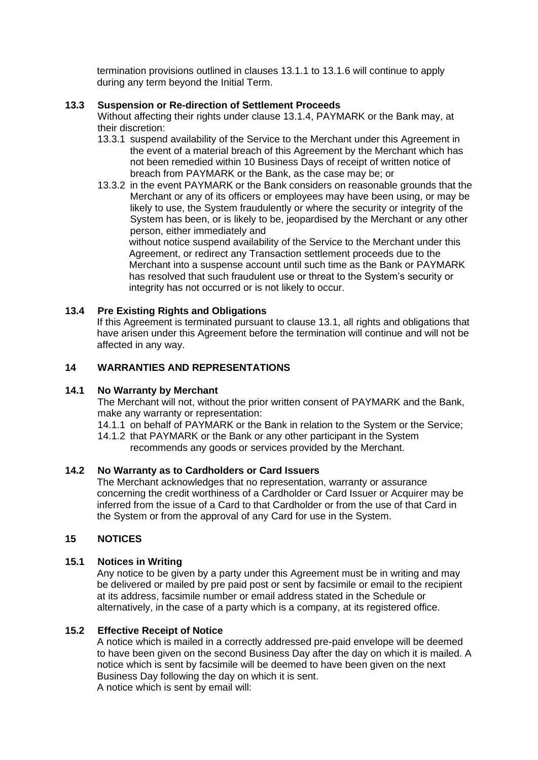termination provisions outlined in clauses 13.1.1 to 13.1.6 will continue to apply during any term beyond the Initial Term.

**13.3 Suspension or Re-direction of Settlement Proceeds**

Without affecting their rights under clause 13.1.4, PAYMARK or the Bank may, at their discretion:

13.3.1 suspend availability of the Service to the Merchant under this Agreement in the event of a material breach of this Agreement by the Merchant which has not been remedied within 10 Business Days of receipt of written notice of breach from PAYMARK or the Bank, as the case may be; or

13.3.2 in the event PAYMARK or the Bank considers on reasonable grounds that the Merchant or any of its officers or employees may have been using, or may be likely to use, the System fraudulently or where the security or integrity of the System has been, or is likely to be, jeopardised by the Merchant or any other person, either immediately and without notice suspend availability of the Service to the Merchant under this Agreement, or redirect any Transaction settlement proceeds due to the Merchant into a suspense account until such time as the Bank or PAYMARK has resolved that such fraudulent use or threat to the System's security or integrity has not occurred or is not likely to occur.

**13.4 Pre Existing Rights and Obligations**

If this Agreement is terminated pursuant to clause 13.1, all rights and obligations that have arisen under this Agreement before the termination will continue and will not be affected in any way.

## 14 WARRANTIES AND REPRESENTATIONS

**14.1 No Warranty by Merchant**

The Merchant will not, without the prior written consent of PAYMARK and the Bank, make any warranty or representation:

14.1.1 on behalf of PAYMARK or the Bank in relation to the System or the Service;

14.1.2 that PAYMARK or the Bank or any other participant in the System recommends any goods or services provided by the Merchant.

**14.2 No Warranty as to Cardholders or Card Issuers**

The Merchant acknowledges that no representation, warranty or assurance concerning the credit worthiness of a Cardholder or Card Issuer or Acquirer may be inferred from the issue of a Card to that Cardholder or from the use of that Card in the System or from the approval of any Card for use in the System.

## 15 NOTICES

**15.1 Notices in Writing**

Any notice to be given by a party under this Agreement must be in writing and may be delivered or mailed by pre paid post or sent by facsimile or email to the recipient at its address, facsimile number or email address stated in the Schedule or alternatively, in the case of a party which is a company, at its registered office.

**15.2 Effective Receipt of Notice**

A notice which is mailed in a correctly addressed pre-paid envelope will be deemed to have been given on the second Business Day after the day on which it is mailed. A notice which is sent by facsimile will be deemed to have been given on the next Business Day following the day on which it is sent.

A notice which is sent by email will: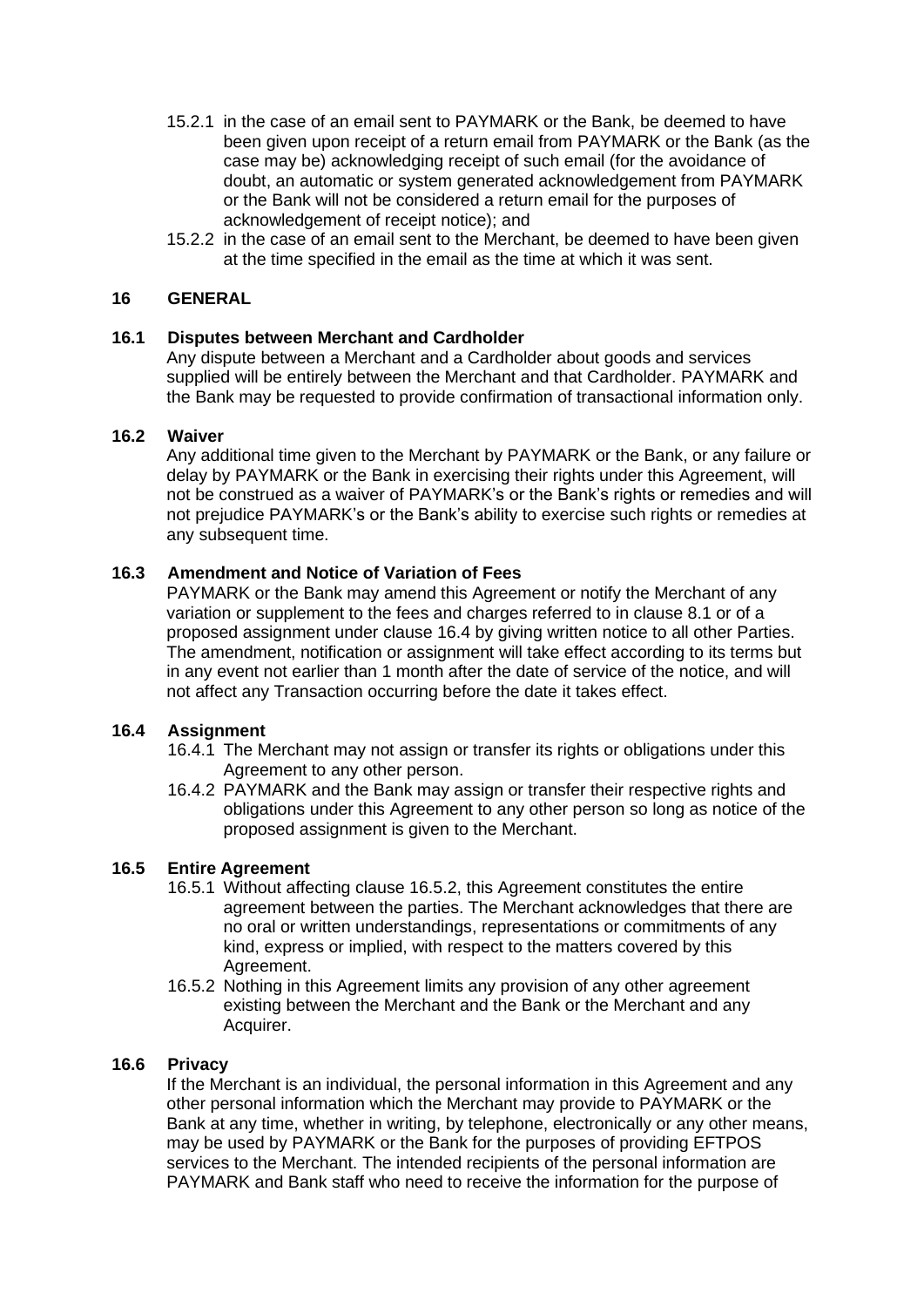15.2.1 in the case of an email sent to PAYMARK or the Bank, be deemed to have been given upon receipt of a return email from PAYMARK or the Bank (as the case may be) acknowledging receipt of such email (for the avoidance of doubt, an automatic or system generated acknowledgement from PAYMARK or the Bank will not be considered a return email for the purposes of acknowledgement of receipt notice); and

15.2.2 in the case of an email sent to the Merchant, be deemed to have been given at the time specified in the email as the time at which it was sent.

## 16 GENERAL

### 16.1 Disputes between Merchant and Cardholder

Any dispute between a Merchant and a Cardholder about goods and services supplied will be entirely between the Merchant and that Cardholder. PAYMARK and the Bank may be requested to provide confirmation of transactional information only.

### 16.2 Waiver

Any additional time given to the Merchant by PAYMARK or the Bank, or any failure or delay by PAYMARK or the Bank in exercising their rights under this Agreement, will not be construed as a waiver of PAYMARK's or the Bank's rights or remedies and will not prejudice PAYMARK's or the Bank's ability to exercise such rights or remedies at any subsequent time.

### 16.3 Amendment and Notice of Variation of Fees

PAYMARK or the Bank may amend this Agreement or notify the Merchant of any variation or supplement to the fees and charges referred to in clause 8.1 or of a proposed assignment under clause 16.4 by giving written notice to all other Parties. The amendment, notification or assignment will take effect according to its terms but in any event not earlier than 1 month after the date of service of the notice, and will not affect any Transaction occurring before the date it takes effect.

### 16.4 Assignment

16.4.1 The Merchant may not assign or transfer its rights or obligations under this Agreement to any other person.

16.4.2 PAYMARK and the Bank may assign or transfer their respective rights and obligations under this Agreement to any other person so long as notice of the proposed assignment is given to the Merchant.

### 16.5 Entire Agreement

16.5.1 Without affecting clause 16.5.2, this Agreement constitutes the entire agreement between the parties. The Merchant acknowledges that there are no oral or written understandings, representations or commitments of any kind, express or implied, with respect to the matters covered by this Agreement.

16.5.2 Nothing in this Agreement limits any provision of any other agreement existing between the Merchant and the Bank or the Merchant and any Acquirer.

### 16.6 Privacy

If the Merchant is an individual, the personal information in this Agreement and any other personal information which the Merchant may provide to PAYMARK or the Bank at any time, whether in writing, by telephone, electronically or any other means, may be used by PAYMARK or the Bank for the purposes of providing EFTPOS services to the Merchant. The intended recipients of the personal information are PAYMARK and Bank staff who need to receive the information for the purpose of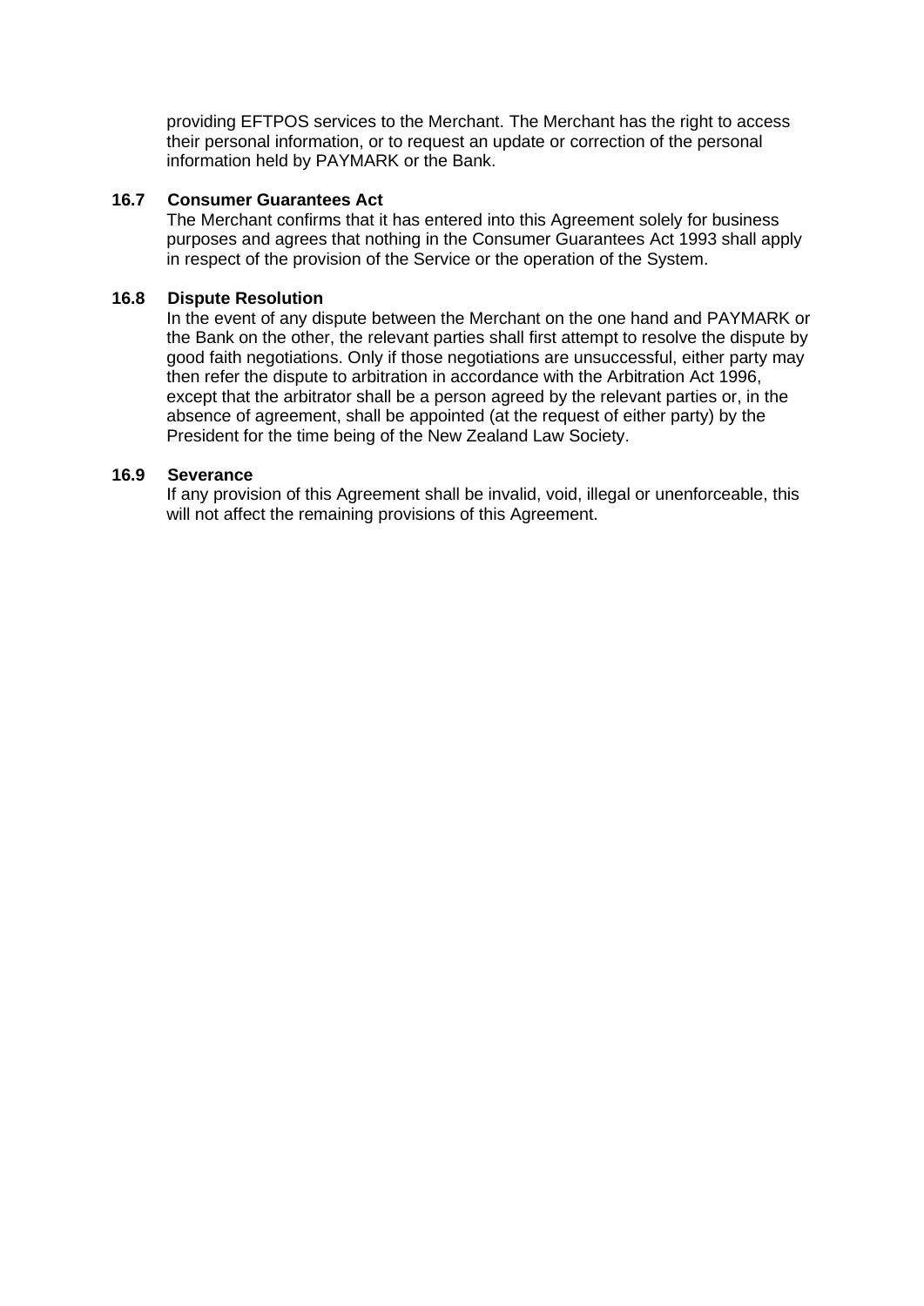providing EFTPOS services to the Merchant. The Merchant has the right to access their personal information, or to request an update or correction of the personal information held by PAYMARK or the Bank.

**16.7 Consumer Guarantees Act**

The Merchant confirms that it has entered into this Agreement solely for business purposes and agrees that nothing in the Consumer Guarantees Act 1993 shall apply in respect of the provision of the Service or the operation of the System.

**16.8 Dispute Resolution**

In the event of any dispute between the Merchant on the one hand and PAYMARK or the Bank on the other, the relevant parties shall first attempt to resolve the dispute by good faith negotiations. Only if those negotiations are unsuccessful, either party may then refer the dispute to arbitration in accordance with the Arbitration Act 1996, except that the arbitrator shall be a person agreed by the relevant parties or, in the absence of agreement, shall be appointed (at the request of either party) by the President for the time being of the New Zealand Law Society.

**16.9 Severance**

If any provision of this Agreement shall be invalid, void, illegal or unenforceable, this will not affect the remaining provisions of this Agreement.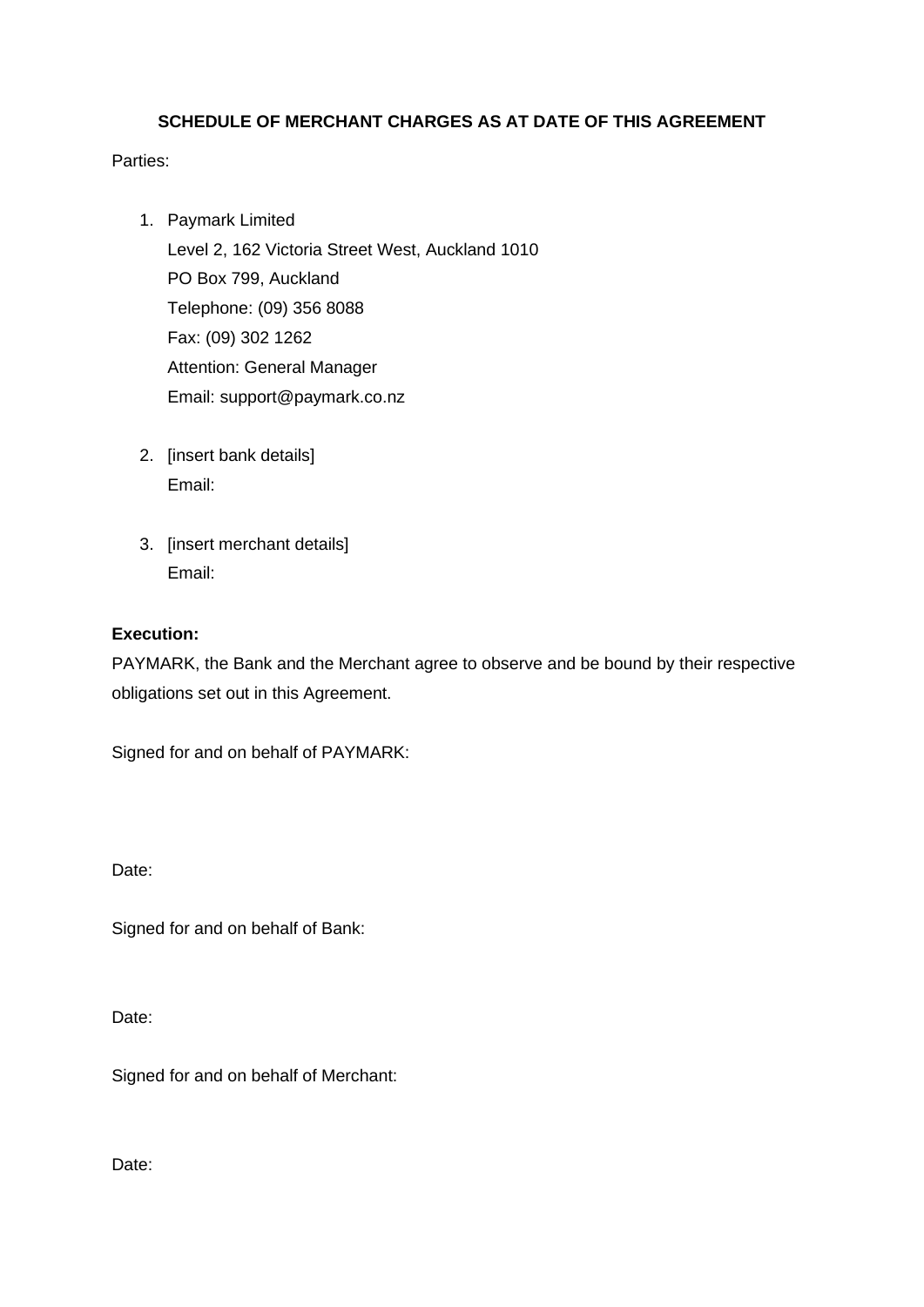**SCHEDULE OF MERCHANT CHARGES AS AT DATE OF THIS AGREEMENT**

Parties:

1. Paymark Limited
   Level 2, 162 Victoria Street West, Auckland 1010
   PO Box 799, Auckland
   Telephone: (09) 356 8088
   Fax: (09) 302 1262
   Attention: General Manager
   Email: support@paymark.co.nz

2. [insert bank details]
   Email:

3. [insert merchant details]
   Email:

**Execution:**

PAYMARK, the Bank and the Merchant agree to observe and be bound by their respective obligations set out in this Agreement.

Signed for and on behalf of PAYMARK:

Date:

Signed for and on behalf of Bank:

Date:

Signed for and on behalf of Merchant:

Date: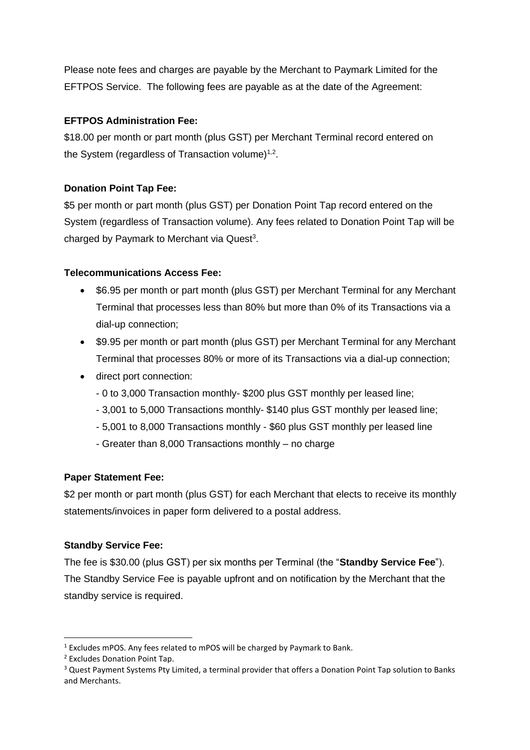Please note fees and charges are payable by the Merchant to Paymark Limited for the EFTPOS Service. The following fees are payable as at the date of the Agreement:

**EFTPOS Administration Fee:**

$18.00 per month or part month (plus GST) per Merchant Terminal record entered on the System (regardless of Transaction volume)[1,2].

**Donation Point Tap Fee:**

$5 per month or part month (plus GST) per Donation Point Tap record entered on the System (regardless of Transaction volume). Any fees related to Donation Point Tap will be charged by Paymark to Merchant via Quest[3].

**Telecommunications Access Fee:**

- $6.95 per month or part month (plus GST) per Merchant Terminal for any Merchant Terminal that processes less than 80% but more than 0% of its Transactions via a dial-up connection;
- $9.95 per month or part month (plus GST) per Merchant Terminal for any Merchant Terminal that processes 80% or more of its Transactions via a dial-up connection;
- direct port connection:
  - 0 to 3,000 Transaction monthly- $200 plus GST monthly per leased line;
  - 3,001 to 5,000 Transactions monthly- $140 plus GST monthly per leased line;
  - 5,001 to 8,000 Transactions monthly - $60 plus GST monthly per leased line
  - Greater than 8,000 Transactions monthly – no charge

**Paper Statement Fee:**

$2 per month or part month (plus GST) for each Merchant that elects to receive its monthly statements/invoices in paper form delivered to a postal address.

**Standby Service Fee:**

The fee is $30.00 (plus GST) per six months per Terminal (the "**Standby Service Fee**"). The Standby Service Fee is payable upfront and on notification by the Merchant that the standby service is required.

---

[1] Excludes mPOS. Any fees related to mPOS will be charged by Paymark to Bank.

[2] Excludes Donation Point Tap.

[3] Quest Payment Systems Pty Limited, a terminal provider that offers a Donation Point Tap solution to Banks and Merchants.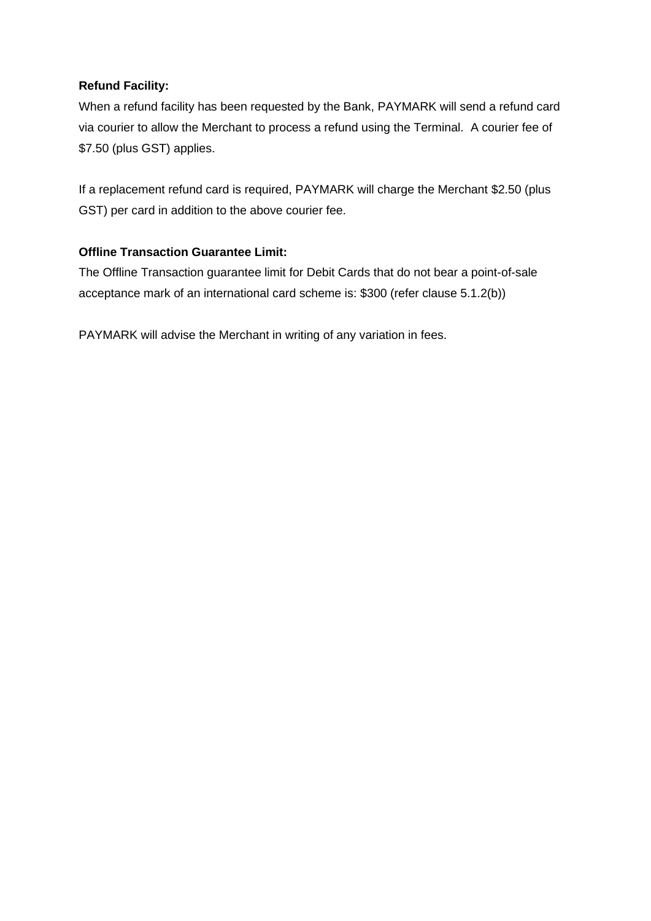**Refund Facility:**

When a refund facility has been requested by the Bank, PAYMARK will send a refund card via courier to allow the Merchant to process a refund using the Terminal. A courier fee of $7.50 (plus GST) applies.

If a replacement refund card is required, PAYMARK will charge the Merchant $2.50 (plus GST) per card in addition to the above courier fee.

**Offline Transaction Guarantee Limit:**

The Offline Transaction guarantee limit for Debit Cards that do not bear a point-of-sale acceptance mark of an international card scheme is: $300 (refer clause 5.1.2(b))

PAYMARK will advise the Merchant in writing of any variation in fees.